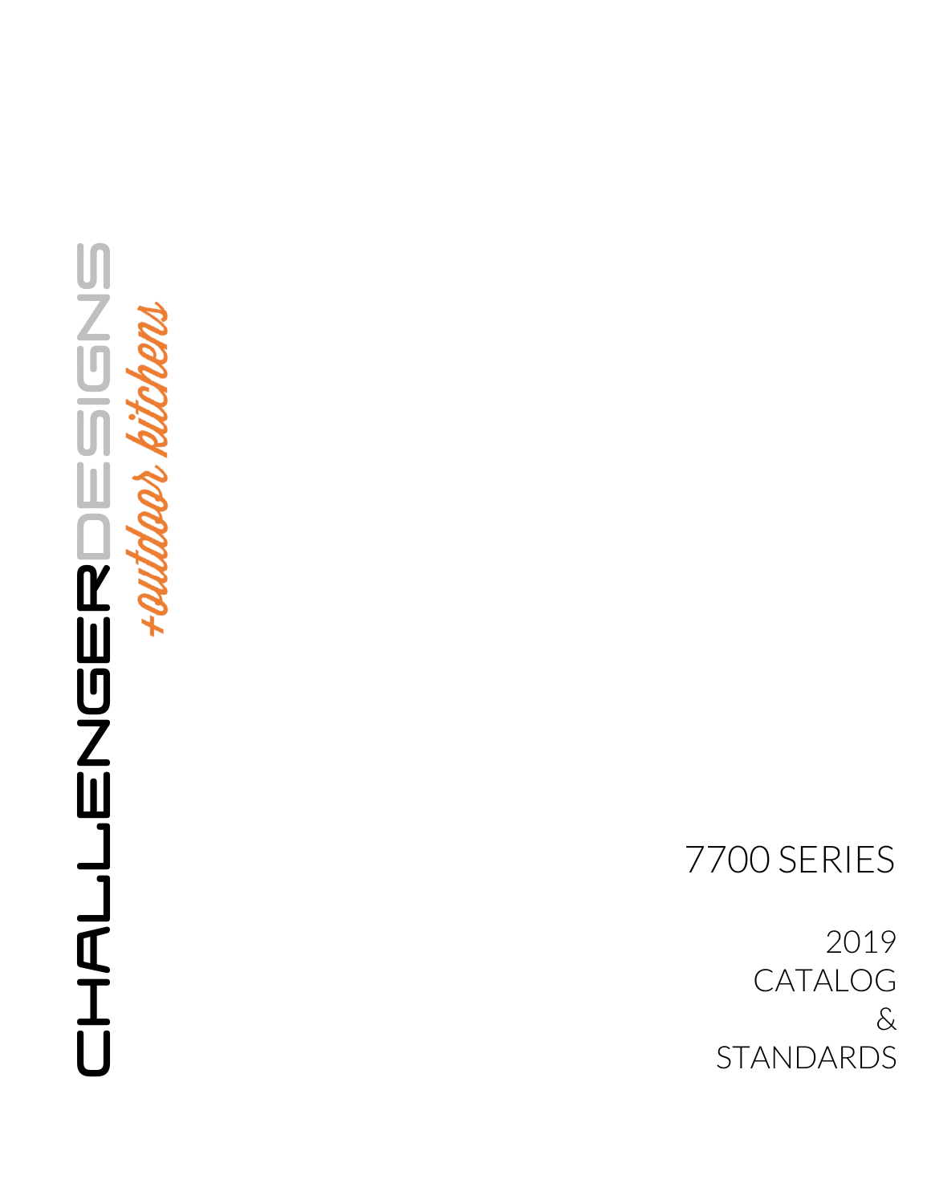CHALLENGERDESIGNS

+outdoor kitchens

# 7700 SERIES

2019
CATALOG
&
STANDARDS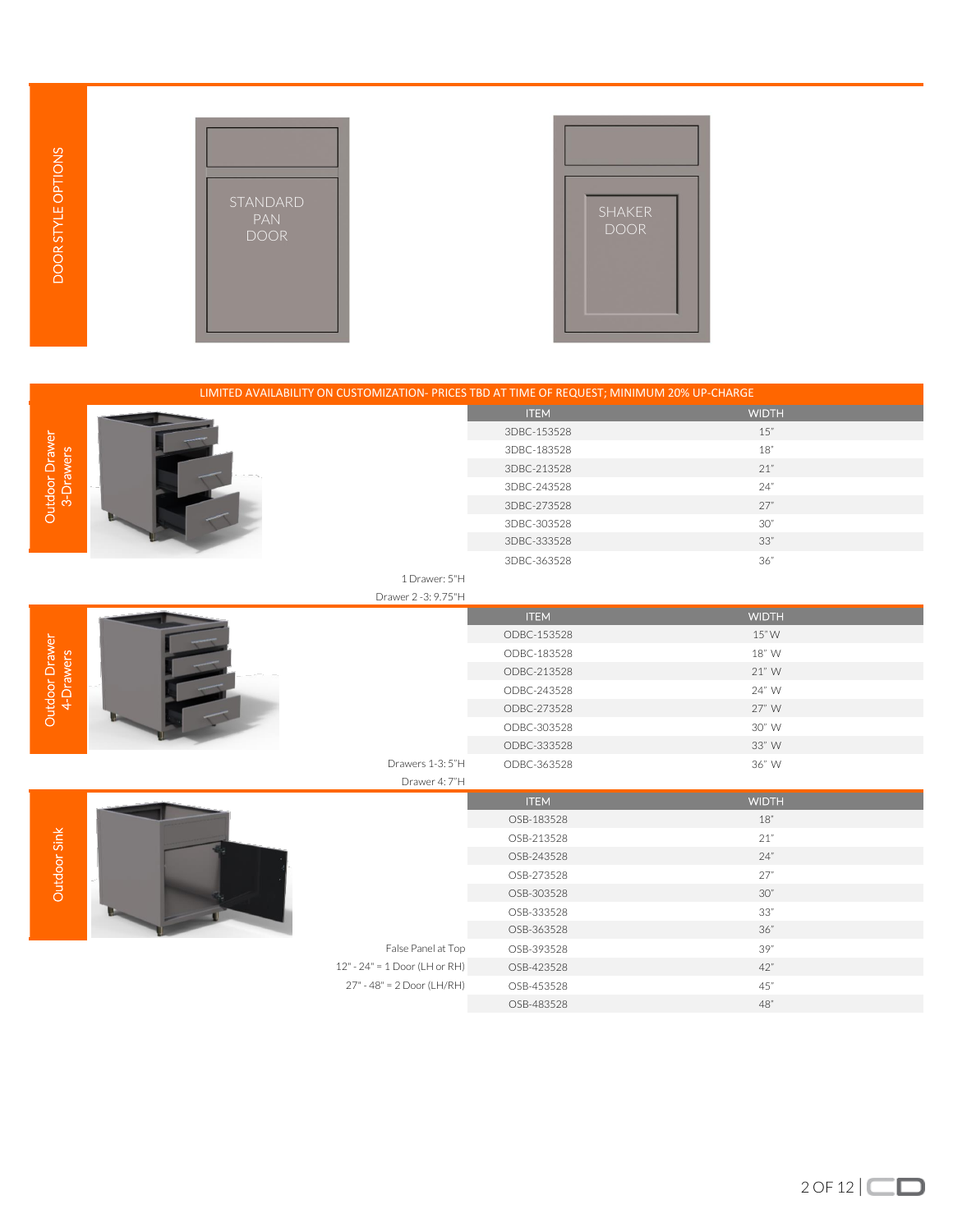## DOOR STYLE OPTIONS

STANDARD PAN DOOR

SHAKER DOOR

**LIMITED AVAILABILITY ON CUSTOMIZATION- PRICES TBD AT TIME OF REQUEST; MINIMUM 20% UP-CHARGE**

## Outdoor Drawer 3-Drawers

| ITEM | WIDTH |
|---|---|
| 3DBC-153528 | 15" |
| 3DBC-183528 | 18" |
| 3DBC-213528 | 21" |
| 3DBC-243528 | 24" |
| 3DBC-273528 | 27" |
| 3DBC-303528 | 30" |
| 3DBC-333528 | 33" |
| 3DBC-363528 | 36" |

1 Drawer: 5"H
Drawer 2 -3: 9.75"H

## Outdoor Drawer 4-Drawers

| ITEM | WIDTH |
|---|---|
| ODBC-153528 | 15" W |
| ODBC-183528 | 18" W |
| ODBC-213528 | 21" W |
| ODBC-243528 | 24" W |
| ODBC-273528 | 27" W |
| ODBC-303528 | 30" W |
| ODBC-333528 | 33" W |
| ODBC-363528 | 36" W |

Drawers 1-3: 5"H
Drawer 4: 7"H

## Outdoor Sink

| ITEM | WIDTH |
|---|---|
| OSB-183528 | 18" |
| OSB-213528 | 21" |
| OSB-243528 | 24" |
| OSB-273528 | 27" |
| OSB-303528 | 30" |
| OSB-333528 | 33" |
| OSB-363528 | 36" |
| OSB-393528 | 39" |
| OSB-423528 | 42" |
| OSB-453528 | 45" |
| OSB-483528 | 48" |

False Panel at Top
12" - 24" = 1 Door (LH or RH)
27" - 48" = 2 Door (LH/RH)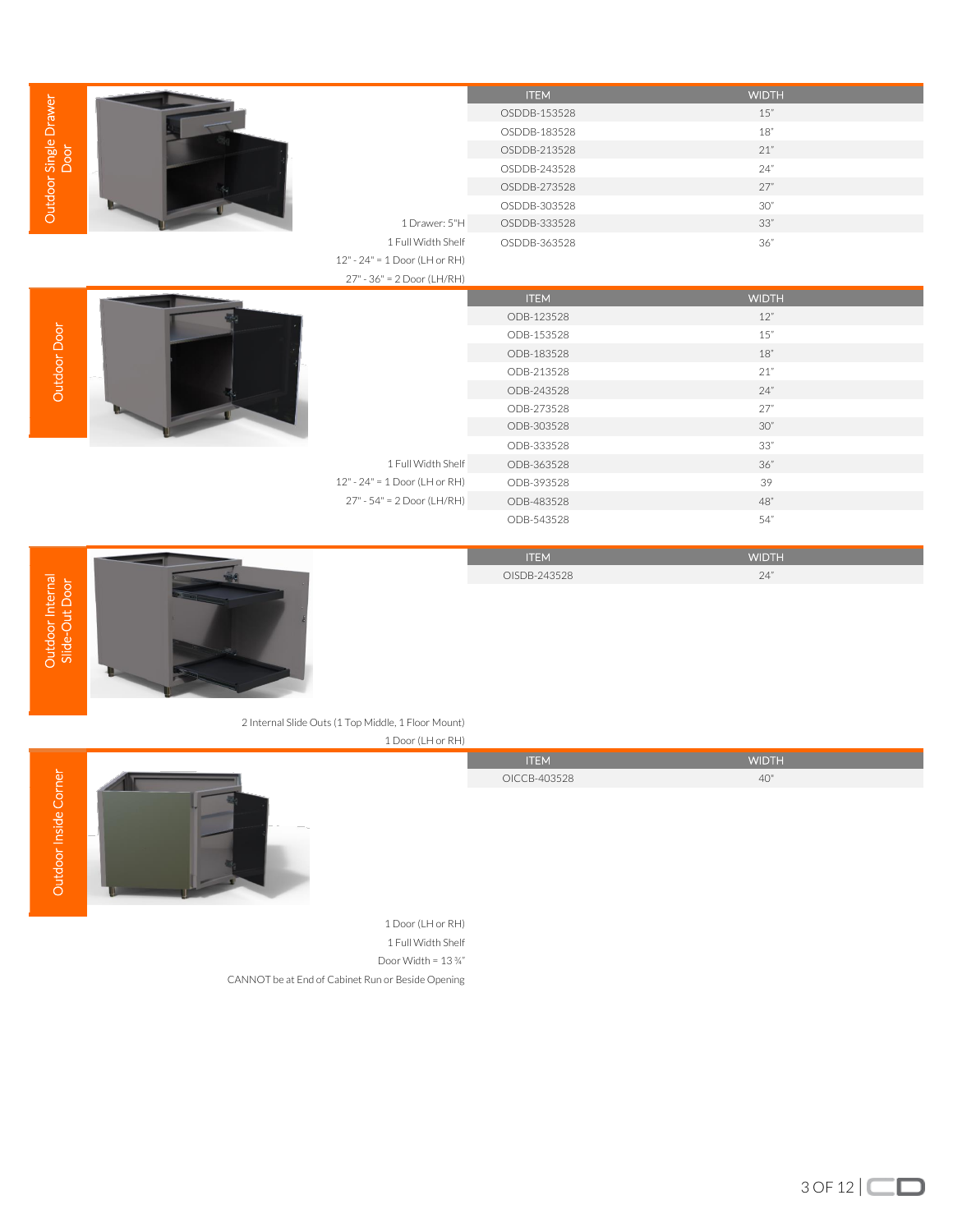## Outdoor Single Drawer Door

1 Drawer: 5"H
1 Full Width Shelf
12" - 24" = 1 Door (LH or RH)
27" - 36" = 2 Door (LH/RH)

| ITEM | WIDTH |
|---|---|
| OSDDB-153528 | 15" |
| OSDDB-183528 | 18" |
| OSDDB-213528 | 21" |
| OSDDB-243528 | 24" |
| OSDDB-273528 | 27" |
| OSDDB-303528 | 30" |
| OSDDB-333528 | 33" |
| OSDDB-363528 | 36" |

## Outdoor Door

1 Full Width Shelf
12" - 24" = 1 Door (LH or RH)
27" - 54" = 2 Door (LH/RH)

| ITEM | WIDTH |
|---|---|
| ODB-123528 | 12" |
| ODB-153528 | 15" |
| ODB-183528 | 18" |
| ODB-213528 | 21" |
| ODB-243528 | 24" |
| ODB-273528 | 27" |
| ODB-303528 | 30" |
| ODB-333528 | 33" |
| ODB-363528 | 36" |
| ODB-393528 | 39 |
| ODB-483528 | 48" |
| ODB-543528 | 54" |

## Outdoor Internal Slide-Out Door

2 Internal Slide Outs (1 Top Middle, 1 Floor Mount)
1 Door (LH or RH)

| ITEM | WIDTH |
|---|---|
| OISDB-243528 | 24" |

## Outdoor Inside Corner

1 Door (LH or RH)
1 Full Width Shelf
Door Width = 13 ¾"
CANNOT be at End of Cabinet Run or Beside Opening

| ITEM | WIDTH |
|---|---|
| OICCB-403528 | 40" |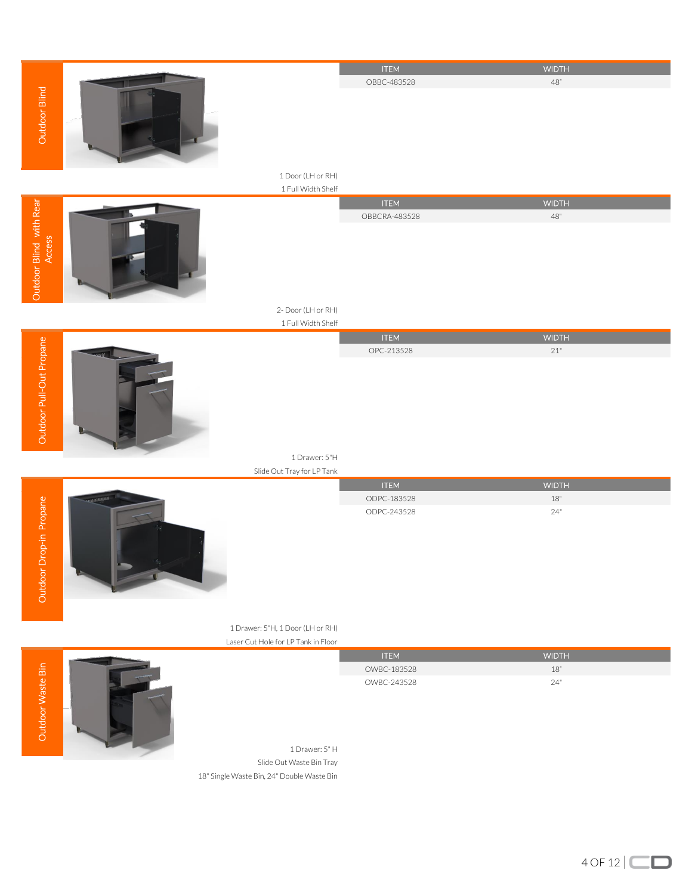## Outdoor Blind

| ITEM | WIDTH |
|---|---|
| OBBC-483528 | 48" |

1 Door (LH or RH)
1 Full Width Shelf

## Outdoor Blind with Rear Access

| ITEM | WIDTH |
|---|---|
| OBBCRA-483528 | 48" |

2- Door (LH or RH)
1 Full Width Shelf

## Outdoor Pull-Out Propane

| ITEM | WIDTH |
|---|---|
| OPC-213528 | 21" |

1 Drawer: 5"H
Slide Out Tray for LP Tank

## Outdoor Drop-in Propane

| ITEM | WIDTH |
|---|---|
| ODPC-183528 | 18" |
| ODPC-243528 | 24" |

1 Drawer: 5"H, 1 Door (LH or RH)
Laser Cut Hole for LP Tank in Floor

## Outdoor Waste Bin

| ITEM | WIDTH |
|---|---|
| OWBC-183528 | 18" |
| OWBC-243528 | 24" |

1 Drawer: 5" H
Slide Out Waste Bin Tray
18" Single Waste Bin, 24" Double Waste Bin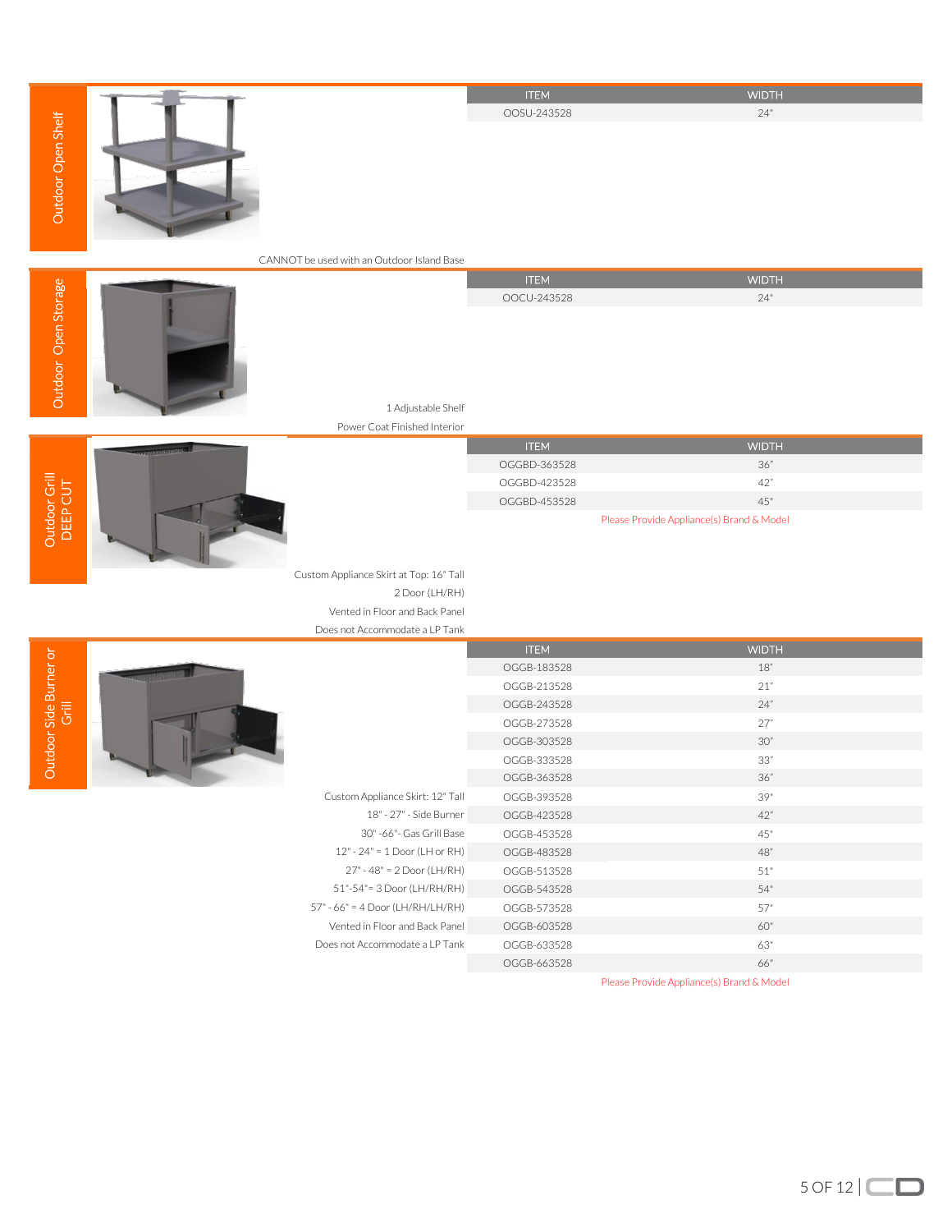## Outdoor Open Shelf

CANNOT be used with an Outdoor Island Base

| ITEM | WIDTH |
| --- | --- |
| OOSU-243528 | 24" |

## Outdoor Open Storage

1 Adjustable Shelf

Power Coat Finished Interior

| ITEM | WIDTH |
| --- | --- |
| OOCU-243528 | 24" |

## Outdoor Grill DEEP CUT

Custom Appliance Skirt at Top: 16" Tall

2 Door (LH/RH)

Vented in Floor and Back Panel

Does not Accommodate a LP Tank

| ITEM | WIDTH |
| --- | --- |
| OGGBD-363528 | 36" |
| OGGBD-423528 | 42" |
| OGGBD-453528 | 45" |

Please Provide Appliance(s) Brand & Model

## Outdoor Side Burner or Grill

Custom Appliance Skirt: 12" Tall

18" - 27" - Side Burner

30" -66"- Gas Grill Base

12" - 24" = 1 Door (LH or RH)

27" - 48" = 2 Door (LH/RH)

51"-54"= 3 Door (LH/RH/RH)

57" - 66" = 4 Door (LH/RH/LH/RH)

Vented in Floor and Back Panel

Does not Accommodate a LP Tank

| ITEM | WIDTH |
| --- | --- |
| OGGB-183528 | 18" |
| OGGB-213528 | 21" |
| OGGB-243528 | 24" |
| OGGB-273528 | 27" |
| OGGB-303528 | 30" |
| OGGB-333528 | 33" |
| OGGB-363528 | 36" |
| OGGB-393528 | 39" |
| OGGB-423528 | 42" |
| OGGB-453528 | 45" |
| OGGB-483528 | 48" |
| OGGB-513528 | 51" |
| OGGB-543528 | 54" |
| OGGB-573528 | 57" |
| OGGB-603528 | 60" |
| OGGB-633528 | 63" |
| OGGB-663528 | 66" |

Please Provide Appliance(s) Brand & Model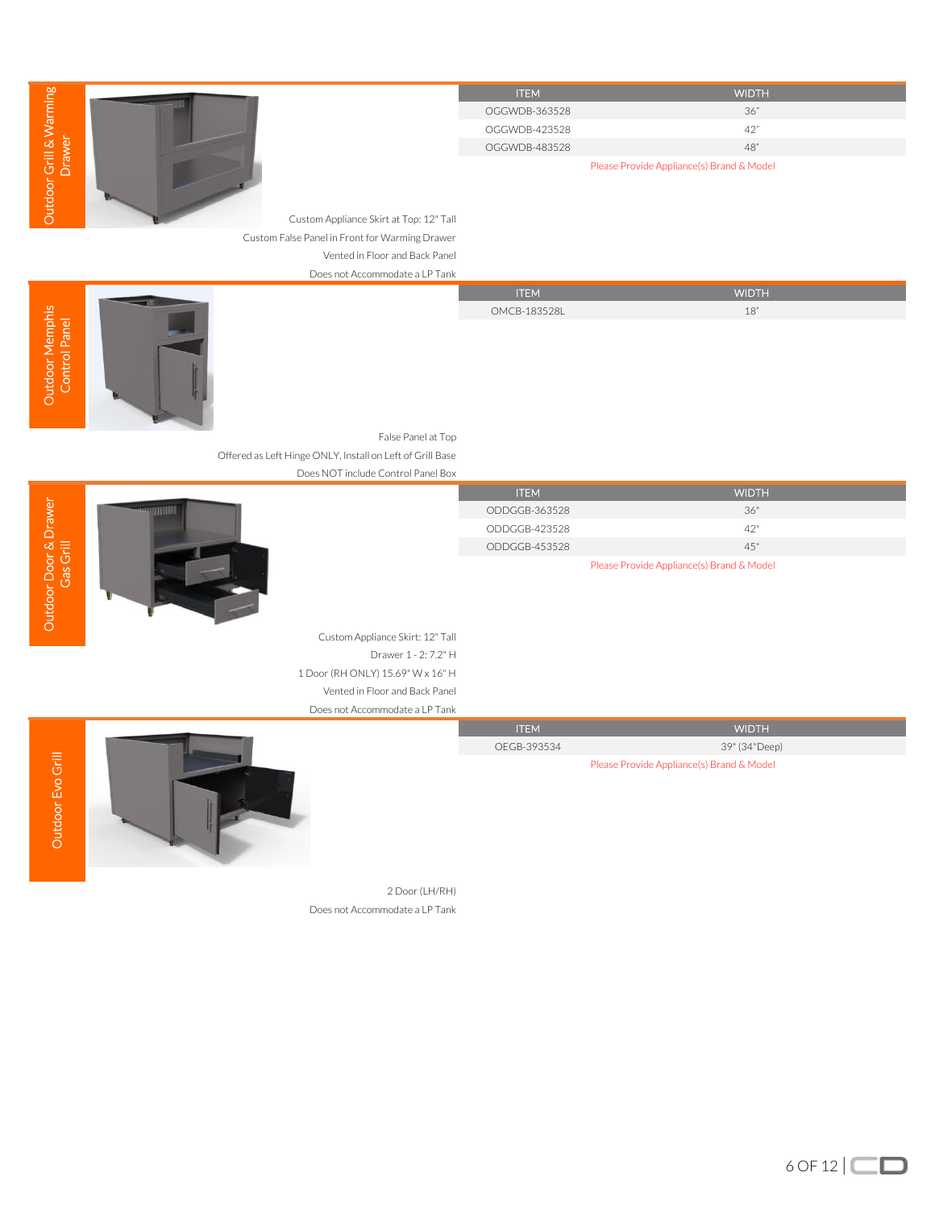## Outdoor Grill & Warming Drawer

| ITEM | WIDTH |
|---|---|
| OGGWDB-363528 | 36" |
| OGGWDB-423528 | 42" |
| OGGWDB-483528 | 48" |

Please Provide Appliance(s) Brand & Model

Custom Appliance Skirt at Top: 12" Tall
Custom False Panel in Front for Warming Drawer
Vented in Floor and Back Panel
Does not Accommodate a LP Tank

## Outdoor Memphis Control Panel

| ITEM | WIDTH |
|---|---|
| OMCB-183528L | 18" |

False Panel at Top
Offered as Left Hinge ONLY, Install on Left of Grill Base
Does NOT include Control Panel Box

## Outdoor Door & Drawer Gas Grill

| ITEM | WIDTH |
|---|---|
| ODDGGB-363528 | 36" |
| ODDGGB-423528 | 42" |
| ODDGGB-453528 | 45" |

Please Provide Appliance(s) Brand & Model

Custom Appliance Skirt: 12" Tall
Drawer 1 - 2: 7.2" H
1 Door (RH ONLY) 15.69" W x 16" H
Vented in Floor and Back Panel
Does not Accommodate a LP Tank

## Outdoor Evo Grill

| ITEM | WIDTH |
|---|---|
| OEGB-393534 | 39" (34"Deep) |

Please Provide Appliance(s) Brand & Model

2 Door (LH/RH)
Does not Accommodate a LP Tank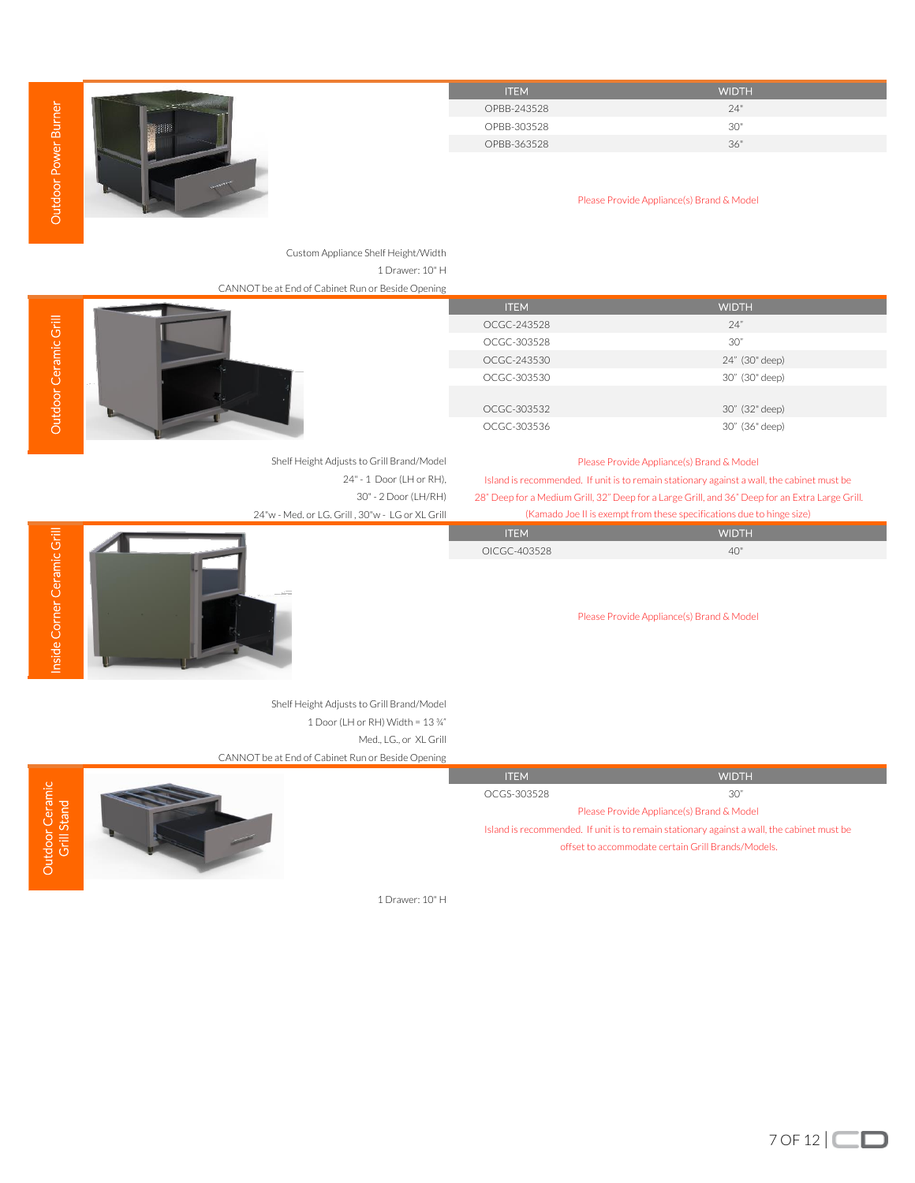## Outdoor Power Burner

| ITEM | WIDTH |
|---|---|
| OPBB-243528 | 24" |
| OPBB-303528 | 30" |
| OPBB-363528 | 36" |

Please Provide Appliance(s) Brand & Model

Custom Appliance Shelf Height/Width
1 Drawer: 10" H
CANNOT be at End of Cabinet Run or Beside Opening

## Outdoor Ceramic Grill

| ITEM | WIDTH |
|---|---|
| OCGC-243528 | 24" |
| OCGC-303528 | 30" |
| OCGC-243530 | 24" (30" deep) |
| OCGC-303530 | 30" (30" deep) |
| | |
| OCGC-303532 | 30" (32" deep) |
| OCGC-303536 | 30" (36" deep) |

Shelf Height Adjusts to Grill Brand/Model
24" - 1 Door (LH or RH),
30" - 2 Door (LH/RH)
24"w - Med. or LG. Grill , 30"w - LG or XL Grill

Please Provide Appliance(s) Brand & Model
Island is recommended. If unit is to remain stationary against a wall, the cabinet must be 28" Deep for a Medium Grill, 32" Deep for a Large Grill, and 36" Deep for an Extra Large Grill. (Kamado Joe II is exempt from these specifications due to hinge size)

## Inside Corner Ceramic Grill

| ITEM | WIDTH |
|---|---|
| OICGC-403528 | 40" |

Please Provide Appliance(s) Brand & Model

Shelf Height Adjusts to Grill Brand/Model
1 Door (LH or RH) Width = 13 ¾"
Med., LG., or XL Grill
CANNOT be at End of Cabinet Run or Beside Opening

## Outdoor Ceramic Grill Stand

| ITEM | WIDTH |
|---|---|
| OCGS-303528 | 30" |

Please Provide Appliance(s) Brand & Model
Island is recommended. If unit is to remain stationary against a wall, the cabinet must be offset to accommodate certain Grill Brands/Models.

1 Drawer: 10" H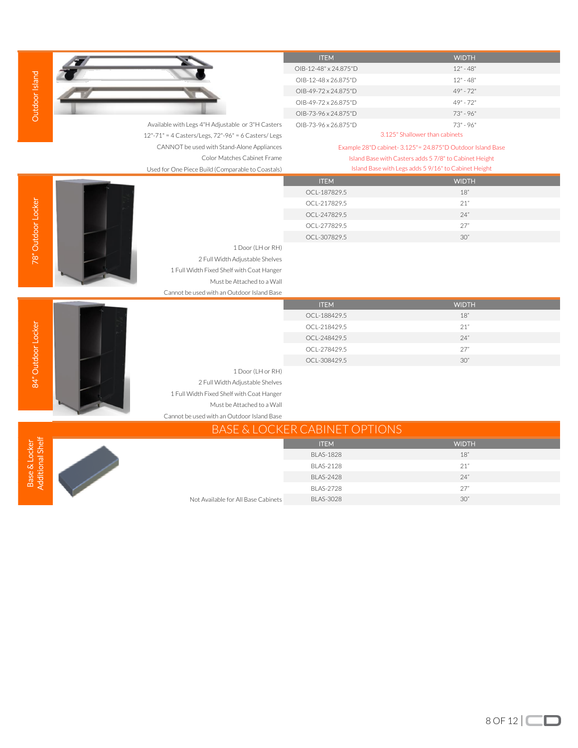## Outdoor Island

Available with Legs 4"H Adjustable or 3"H Casters
12"-71" = 4 Casters/Legs, 72"-96" = 6 Casters/ Legs
CANNOT be used with Stand-Alone Appliances
Color Matches Cabinet Frame
Used for One Piece Build (Comparable to Coastals)

| ITEM | WIDTH |
|---|---|
| OIB-12-48" x 24.875"D | 12" - 48" |
| OIB-12-48 x 26.875"D | 12" - 48" |
| OIB-49-72 x 24.875"D | 49" - 72" |
| OIB-49-72 x 26.875"D | 49" - 72" |
| OIB-73-96 x 24.875"D | 73" - 96" |
| OIB-73-96 x 26.875"D | 73" - 96" |

3.125" Shallower than cabinets

Example 28"D cabinet- 3.125"= 24.875"D Outdoor Island Base
Island Base with Casters adds 5 7/8" to Cabinet Height
Island Base with Legs adds 5 9/16" to Cabinet Height

## 78" Outdoor Locker

| ITEM | WIDTH |
|---|---|
| OCL-187829.5 | 18" |
| OCL-217829.5 | 21" |
| OCL-247829.5 | 24" |
| OCL-277829.5 | 27" |
| OCL-307829.5 | 30" |

1 Door (LH or RH)
2 Full Width Adjustable Shelves
1 Full Width Fixed Shelf with Coat Hanger
Must be Attached to a Wall
Cannot be used with an Outdoor Island Base

## 84" Outdoor Locker

| ITEM | WIDTH |
|---|---|
| OCL-188429.5 | 18" |
| OCL-218429.5 | 21" |
| OCL-248429.5 | 24" |
| OCL-278429.5 | 27" |
| OCL-308429.5 | 30" |

1 Door (LH or RH)
2 Full Width Adjustable Shelves
1 Full Width Fixed Shelf with Coat Hanger
Must be Attached to a Wall
Cannot be used with an Outdoor Island Base

# BASE & LOCKER CABINET OPTIONS

## Base & Locker Additional Shelf

| ITEM | WIDTH |
|---|---|
| BLAS-1828 | 18" |
| BLAS-2128 | 21" |
| BLAS-2428 | 24" |
| BLAS-2728 | 27" |
| BLAS-3028 | 30" |

Not Available for All Base Cabinets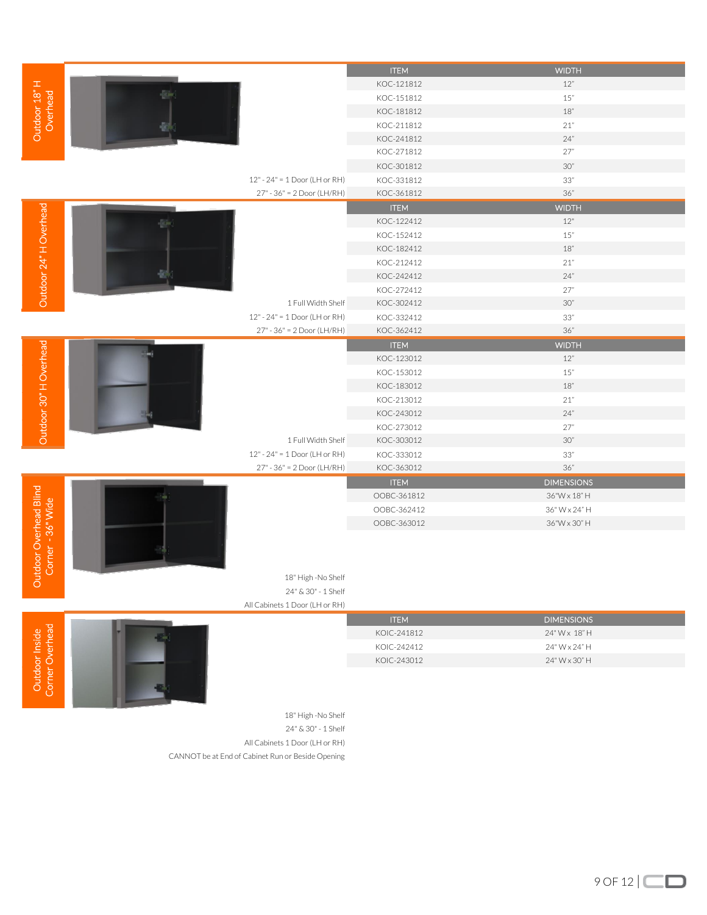## Outdoor 18" H Overhead

12" - 24" = 1 Door (LH or RH)

27" - 36" = 2 Door (LH/RH)

| ITEM | WIDTH |
|---|---|
| KOC-121812 | 12" |
| KOC-151812 | 15" |
| KOC-181812 | 18" |
| KOC-211812 | 21" |
| KOC-241812 | 24" |
| KOC-271812 | 27" |
| KOC-301812 | 30" |
| KOC-331812 | 33" |
| KOC-361812 | 36" |

## Outdoor 24" H Overhead

1 Full Width Shelf

12" - 24" = 1 Door (LH or RH)

27" - 36" = 2 Door (LH/RH)

| ITEM | WIDTH |
|---|---|
| KOC-122412 | 12" |
| KOC-152412 | 15" |
| KOC-182412 | 18" |
| KOC-212412 | 21" |
| KOC-242412 | 24" |
| KOC-272412 | 27" |
| KOC-302412 | 30" |
| KOC-332412 | 33" |
| KOC-362412 | 36" |

## Outdoor 30" H Overhead

1 Full Width Shelf

12" - 24" = 1 Door (LH or RH)

27" - 36" = 2 Door (LH/RH)

| ITEM | WIDTH |
|---|---|
| KOC-123012 | 12" |
| KOC-153012 | 15" |
| KOC-183012 | 18" |
| KOC-213012 | 21" |
| KOC-243012 | 24" |
| KOC-273012 | 27" |
| KOC-303012 | 30" |
| KOC-333012 | 33" |
| KOC-363012 | 36" |

## Outdoor Overhead Blind Corner - 36" Wide

18" High -No Shelf

24" & 30" - 1 Shelf

All Cabinets 1 Door (LH or RH)

| ITEM | DIMENSIONS |
|---|---|
| OOBC-361812 | 36"W x 18" H |
| OOBC-362412 | 36" W x 24" H |
| OOBC-363012 | 36"W x 30" H |

## Outdoor Inside Corner Overhead

18" High -No Shelf

24" & 30" - 1 Shelf

All Cabinets 1 Door (LH or RH)

CANNOT be at End of Cabinet Run or Beside Opening

| ITEM | DIMENSIONS |
|---|---|
| KOIC-241812 | 24" W x 18" H |
| KOIC-242412 | 24" W x 24" H |
| KOIC-243012 | 24" W x 30" H |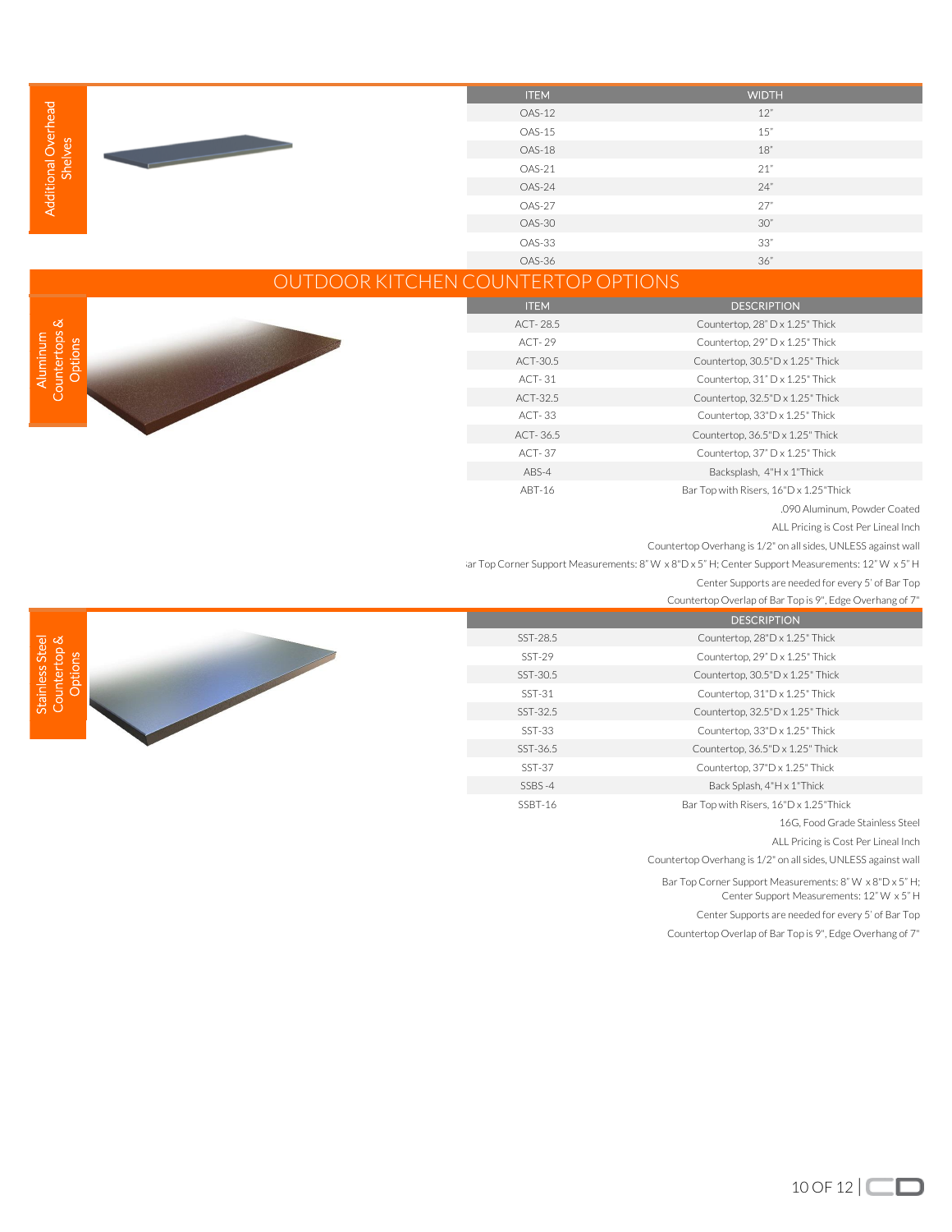## Additional Overhead Shelves

| ITEM | WIDTH |
|---|---|
| OAS-12 | 12" |
| OAS-15 | 15" |
| OAS-18 | 18" |
| OAS-21 | 21" |
| OAS-24 | 24" |
| OAS-27 | 27" |
| OAS-30 | 30" |
| OAS-33 | 33" |
| OAS-36 | 36" |

# OUTDOOR KITCHEN COUNTERTOP OPTIONS

## Aluminum Countertops & Options

| ITEM | DESCRIPTION |
|---|---|
| ACT- 28.5 | Countertop, 28" D x 1.25" Thick |
| ACT- 29 | Countertop, 29" D x 1.25" Thick |
| ACT-30.5 | Countertop, 30.5"D x 1.25" Thick |
| ACT- 31 | Countertop, 31" D x 1.25" Thick |
| ACT-32.5 | Countertop, 32.5"D x 1.25" Thick |
| ACT- 33 | Countertop, 33"D x 1.25" Thick |
| ACT- 36.5 | Countertop, 36.5"D x 1.25" Thick |
| ACT- 37 | Countertop, 37" D x 1.25" Thick |
| ABS-4 | Backsplash, 4"H x 1"Thick |
| ABT-16 | Bar Top with Risers, 16"D x 1.25"Thick |

.090 Aluminum, Powder Coated

ALL Pricing is Cost Per Lineal Inch

Countertop Overhang is 1/2" on all sides, UNLESS against wall

Bar Top Corner Support Measurements: 8" W x 8"D x 5" H; Center Support Measurements: 12" W x 5" H

Center Supports are needed for every 5' of Bar Top

Countertop Overlap of Bar Top is 9", Edge Overhang of 7"

## Stainless Steel Countertop & Options

| | DESCRIPTION |
|---|---|
| SST-28.5 | Countertop, 28"D x 1.25" Thick |
| SST-29 | Countertop, 29" D x 1.25" Thick |
| SST-30.5 | Countertop, 30.5"D x 1.25" Thick |
| SST-31 | Countertop, 31"D x 1.25" Thick |
| SST-32.5 | Countertop, 32.5"D x 1.25" Thick |
| SST-33 | Countertop, 33"D x 1.25" Thick |
| SST-36.5 | Countertop, 36.5"D x 1.25" Thick |
| SST-37 | Countertop, 37"D x 1.25" Thick |
| SSBS -4 | Back Splash, 4"H x 1"Thick |
| SSBT-16 | Bar Top with Risers, 16"D x 1.25"Thick |

16G, Food Grade Stainless Steel

ALL Pricing is Cost Per Lineal Inch

Countertop Overhang is 1/2" on all sides, UNLESS against wall

Bar Top Corner Support Measurements: 8" W x 8"D x 5" H; Center Support Measurements: 12" W x 5" H

Center Supports are needed for every 5' of Bar Top

Countertop Overlap of Bar Top is 9", Edge Overhang of 7"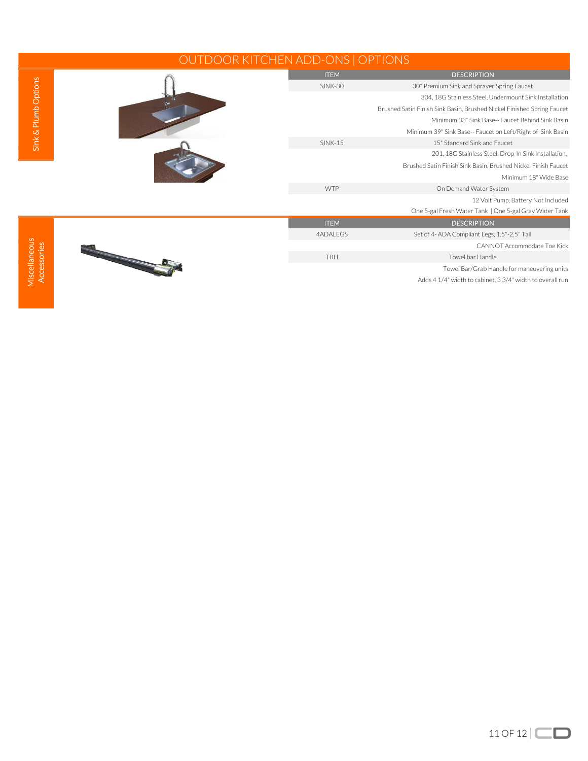# OUTDOOR KITCHEN ADD-ONS | OPTIONS

## Sink & Plumb Options

| ITEM | DESCRIPTION |
| --- | --- |
| SINK-30 | 30" Premium Sink and Sprayer Spring Faucet |
| | 304, 18G Stainless Steel, Undermount Sink Installation |
| | Brushed Satin Finish Sink Basin, Brushed Nickel Finished Spring Faucet |
| | Minimum 33" Sink Base-- Faucet Behind Sink Basin |
| | Minimum 39" Sink Base-- Faucet on Left/Right of Sink Basin |
| SINK-15 | 15" Standard Sink and Faucet |
| | 201, 18G Stainless Steel, Drop-In Sink Installation, |
| | Brushed Satin Finish Sink Basin, Brushed Nickel Finish Faucet |
| | Minimum 18" Wide Base |
| WTP | On Demand Water System |
| | 12 Volt Pump, Battery Not Included |
| | One 5-gal Fresh Water Tank \| One 5-gal Gray Water Tank |

## Miscellaneous Accessories

| ITEM | DESCRIPTION |
| --- | --- |
| 4ADALEGS | Set of 4- ADA Compliant Legs, 1.5"-2.5" Tall |
| | CANNOT Accommodate Toe Kick |
| TBH | Towel bar Handle |
| | Towel Bar/Grab Handle for maneuvering units |
| | Adds 4 1/4" width to cabinet, 3 3/4" width to overall run |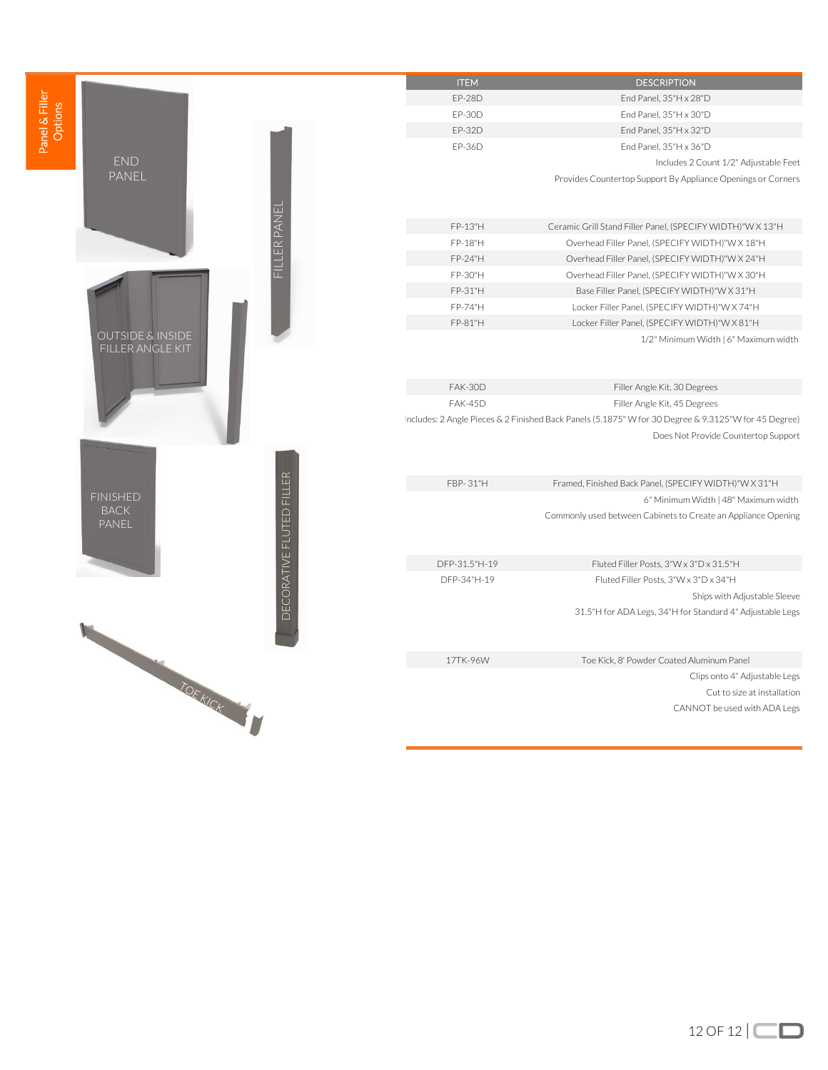# Panel & Filler Options

END PANEL

FILLER PANEL

OUTSIDE & INSIDE FILLER ANGLE KIT

FINISHED BACK PANEL

DECORATIVE FLUTED FILLER

TOE KICK

| ITEM | DESCRIPTION |
|---|---|
| EP-28D | End Panel, 35"H x 28"D |
| EP-30D | End Panel, 35"H x 30"D |
| EP-32D | End Panel, 35"H x 32"D |
| EP-36D | End Panel, 35"H x 36"D |
| | Includes 2 Count 1/2" Adjustable Feet |
| | Provides Countertop Support By Appliance Openings or Corners |
| FP-13"H | Ceramic Grill Stand Filler Panel, (SPECIFY WIDTH)"W X 13"H |
| FP-18"H | Overhead Filler Panel, (SPECIFY WIDTH)"W X 18"H |
| FP-24"H | Overhead Filler Panel, (SPECIFY WIDTH)"W X 24"H |
| FP-30"H | Overhead Filler Panel, (SPECIFY WIDTH)"W X 30"H |
| FP-31"H | Base Filler Panel, (SPECIFY WIDTH)"W X 31"H |
| FP-74"H | Locker Filler Panel, (SPECIFY WIDTH)"W X 74"H |
| FP-81"H | Locker Filler Panel, (SPECIFY WIDTH)"W X 81"H |
| | 1/2" Minimum Width \| 6" Maximum width |
| FAK-30D | Filler Angle Kit, 30 Degrees |
| FAK-45D | Filler Angle Kit, 45 Degrees |
| | Includes: 2 Angle Pieces & 2 Finished Back Panels (5.1875" W for 30 Degree & 9.3125"W for 45 Degree) |
| | Does Not Provide Countertop Support |
| FBP- 31"H | Framed, Finished Back Panel, (SPECIFY WIDTH)"W X 31"H |
| | 6" Minimum Width \| 48" Maximum width |
| | Commonly used between Cabinets to Create an Appliance Opening |
| DFP-31.5"H-19 | Fluted Filler Posts, 3"W x 3"D x 31.5"H |
| DFP-34"H-19 | Fluted Filler Posts, 3"W x 3"D x 34"H |
| | Ships with Adjustable Sleeve |
| | 31.5"H for ADA Legs, 34"H for Standard 4" Adjustable Legs |
| 17TK-96W | Toe Kick, 8' Powder Coated Aluminum Panel |
| | Clips onto 4" Adjustable Legs |
| | Cut to size at installation |
| | CANNOT be used with ADA Legs |